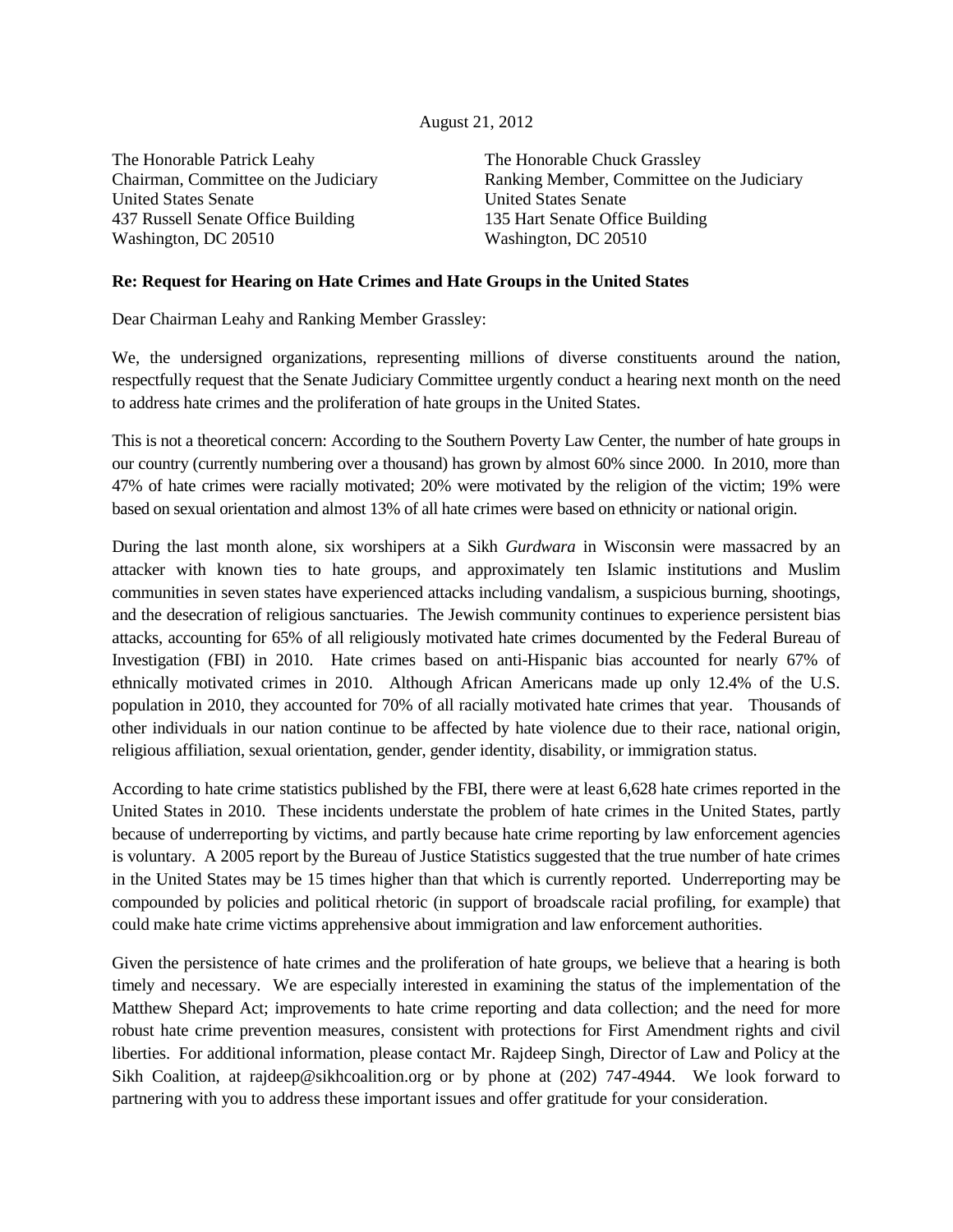August 21, 2012

The Honorable Patrick Leahy
Chairman, Committee on the Judiciary
United States Senate
437 Russell Senate Office Building
Washington, DC 20510

The Honorable Chuck Grassley
Ranking Member, Committee on the Judiciary
United States Senate
135 Hart Senate Office Building
Washington, DC 20510

**Re: Request for Hearing on Hate Crimes and Hate Groups in the United States**

Dear Chairman Leahy and Ranking Member Grassley:

We, the undersigned organizations, representing millions of diverse constituents around the nation, respectfully request that the Senate Judiciary Committee urgently conduct a hearing next month on the need to address hate crimes and the proliferation of hate groups in the United States.

This is not a theoretical concern: According to the Southern Poverty Law Center, the number of hate groups in our country (currently numbering over a thousand) has grown by almost 60% since 2000. In 2010, more than 47% of hate crimes were racially motivated; 20% were motivated by the religion of the victim; 19% were based on sexual orientation and almost 13% of all hate crimes were based on ethnicity or national origin.

During the last month alone, six worshipers at a Sikh *Gurdwara* in Wisconsin were massacred by an attacker with known ties to hate groups, and approximately ten Islamic institutions and Muslim communities in seven states have experienced attacks including vandalism, a suspicious burning, shootings, and the desecration of religious sanctuaries. The Jewish community continues to experience persistent bias attacks, accounting for 65% of all religiously motivated hate crimes documented by the Federal Bureau of Investigation (FBI) in 2010. Hate crimes based on anti-Hispanic bias accounted for nearly 67% of ethnically motivated crimes in 2010. Although African Americans made up only 12.4% of the U.S. population in 2010, they accounted for 70% of all racially motivated hate crimes that year. Thousands of other individuals in our nation continue to be affected by hate violence due to their race, national origin, religious affiliation, sexual orientation, gender, gender identity, disability, or immigration status.

According to hate crime statistics published by the FBI, there were at least 6,628 hate crimes reported in the United States in 2010. These incidents understate the problem of hate crimes in the United States, partly because of underreporting by victims, and partly because hate crime reporting by law enforcement agencies is voluntary. A 2005 report by the Bureau of Justice Statistics suggested that the true number of hate crimes in the United States may be 15 times higher than that which is currently reported. Underreporting may be compounded by policies and political rhetoric (in support of broadscale racial profiling, for example) that could make hate crime victims apprehensive about immigration and law enforcement authorities.

Given the persistence of hate crimes and the proliferation of hate groups, we believe that a hearing is both timely and necessary. We are especially interested in examining the status of the implementation of the Matthew Shepard Act; improvements to hate crime reporting and data collection; and the need for more robust hate crime prevention measures, consistent with protections for First Amendment rights and civil liberties. For additional information, please contact Mr. Rajdeep Singh, Director of Law and Policy at the Sikh Coalition, at rajdeep@sikhcoalition.org or by phone at (202) 747-4944. We look forward to partnering with you to address these important issues and offer gratitude for your consideration.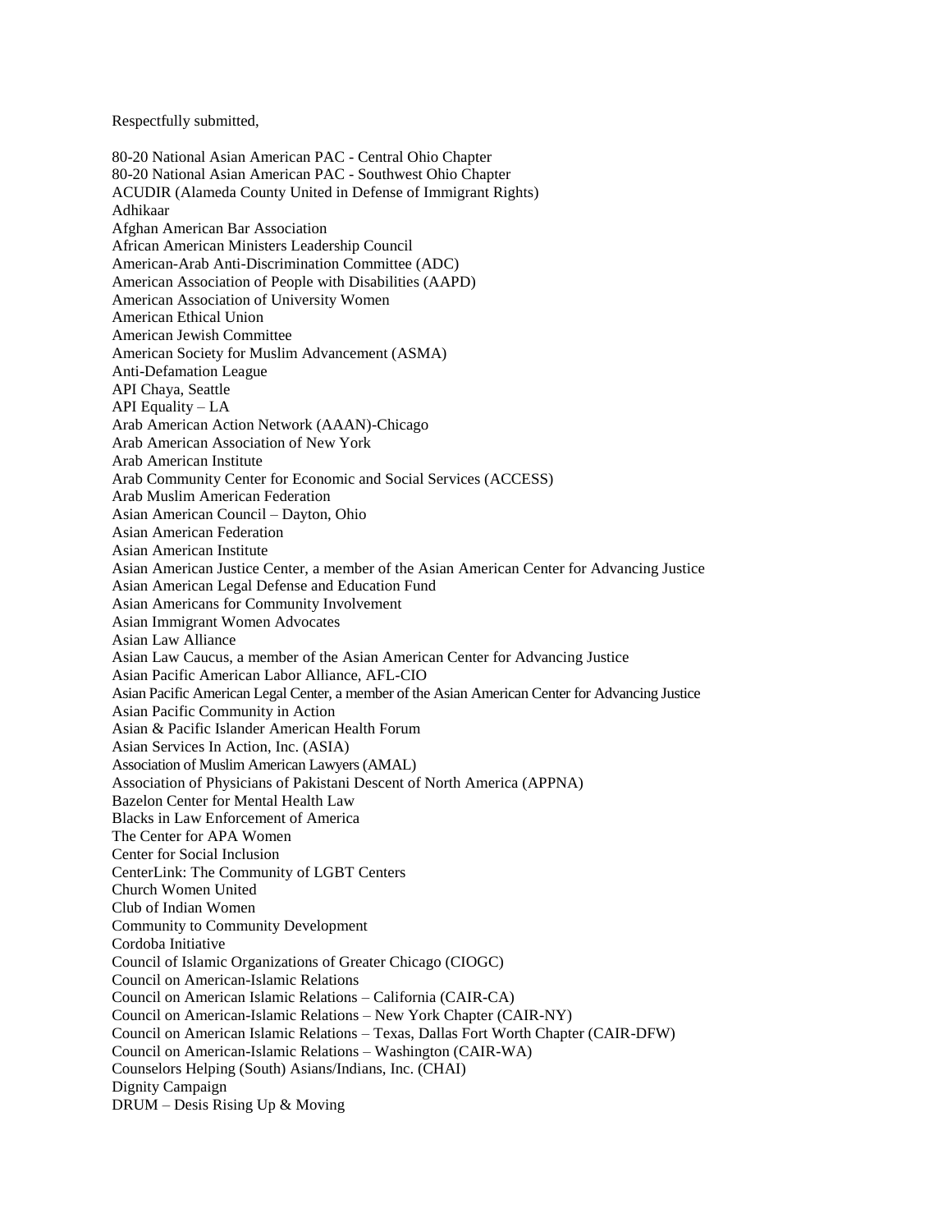Respectfully submitted,

80-20 National Asian American PAC - Central Ohio Chapter
80-20 National Asian American PAC - Southwest Ohio Chapter
ACUDIR (Alameda County United in Defense of Immigrant Rights)
Adhikaar
Afghan American Bar Association
African American Ministers Leadership Council
American-Arab Anti-Discrimination Committee (ADC)
American Association of People with Disabilities (AAPD)
American Association of University Women
American Ethical Union
American Jewish Committee
American Society for Muslim Advancement (ASMA)
Anti-Defamation League
API Chaya, Seattle
API Equality – LA
Arab American Action Network (AAAN)-Chicago
Arab American Association of New York
Arab American Institute
Arab Community Center for Economic and Social Services (ACCESS)
Arab Muslim American Federation
Asian American Council – Dayton, Ohio
Asian American Federation
Asian American Institute
Asian American Justice Center, a member of the Asian American Center for Advancing Justice
Asian American Legal Defense and Education Fund
Asian Americans for Community Involvement
Asian Immigrant Women Advocates
Asian Law Alliance
Asian Law Caucus, a member of the Asian American Center for Advancing Justice
Asian Pacific American Labor Alliance, AFL-CIO
Asian Pacific American Legal Center, a member of the Asian American Center for Advancing Justice
Asian Pacific Community in Action
Asian & Pacific Islander American Health Forum
Asian Services In Action, Inc. (ASIA)
Association of Muslim American Lawyers (AMAL)
Association of Physicians of Pakistani Descent of North America (APPNA)
Bazelon Center for Mental Health Law
Blacks in Law Enforcement of America
The Center for APA Women
Center for Social Inclusion
CenterLink: The Community of LGBT Centers
Church Women United
Club of Indian Women
Community to Community Development
Cordoba Initiative
Council of Islamic Organizations of Greater Chicago (CIOGC)
Council on American-Islamic Relations
Council on American Islamic Relations – California (CAIR-CA)
Council on American-Islamic Relations – New York Chapter (CAIR-NY)
Council on American Islamic Relations – Texas, Dallas Fort Worth Chapter (CAIR-DFW)
Council on American-Islamic Relations – Washington (CAIR-WA)
Counselors Helping (South) Asians/Indians, Inc. (CHAI)
Dignity Campaign
DRUM – Desis Rising Up & Moving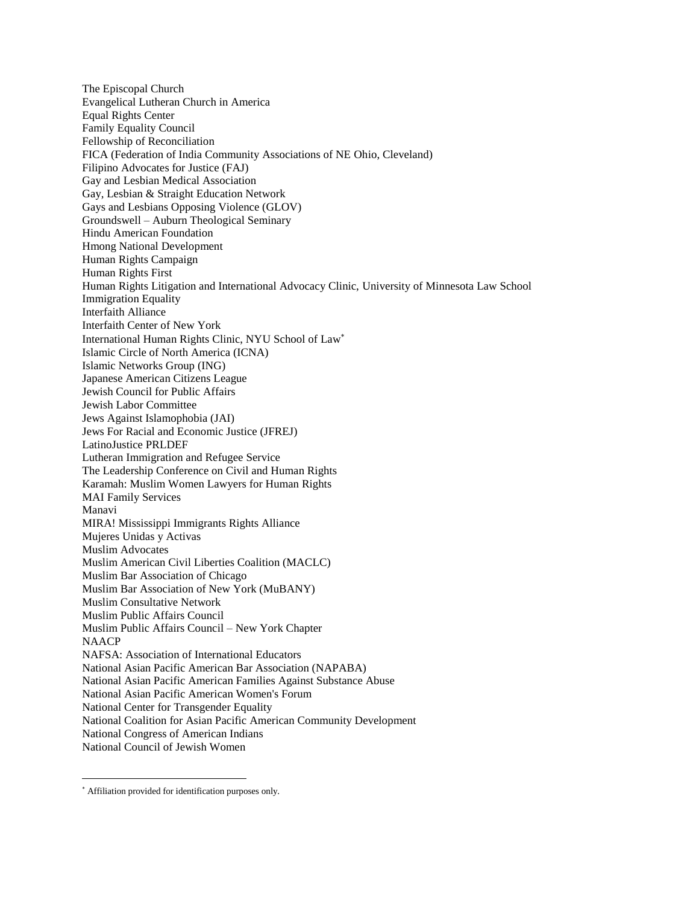The Episcopal Church
Evangelical Lutheran Church in America
Equal Rights Center
Family Equality Council
Fellowship of Reconciliation
FICA (Federation of India Community Associations of NE Ohio, Cleveland)
Filipino Advocates for Justice (FAJ)
Gay and Lesbian Medical Association
Gay, Lesbian & Straight Education Network
Gays and Lesbians Opposing Violence (GLOV)
Groundswell – Auburn Theological Seminary
Hindu American Foundation
Hmong National Development
Human Rights Campaign
Human Rights First
Human Rights Litigation and International Advocacy Clinic, University of Minnesota Law School
Immigration Equality
Interfaith Alliance
Interfaith Center of New York
International Human Rights Clinic, NYU School of Law*
Islamic Circle of North America (ICNA)
Islamic Networks Group (ING)
Japanese American Citizens League
Jewish Council for Public Affairs
Jewish Labor Committee
Jews Against Islamophobia (JAI)
Jews For Racial and Economic Justice (JFREJ)
LatinoJustice PRLDEF
Lutheran Immigration and Refugee Service
The Leadership Conference on Civil and Human Rights
Karamah: Muslim Women Lawyers for Human Rights
MAI Family Services
Manavi
MIRA! Mississippi Immigrants Rights Alliance
Mujeres Unidas y Activas
Muslim Advocates
Muslim American Civil Liberties Coalition (MACLC)
Muslim Bar Association of Chicago
Muslim Bar Association of New York (MuBANY)
Muslim Consultative Network
Muslim Public Affairs Council
Muslim Public Affairs Council – New York Chapter
NAACP
NAFSA: Association of International Educators
National Asian Pacific American Bar Association (NAPABA)
National Asian Pacific American Families Against Substance Abuse
National Asian Pacific American Women's Forum
National Center for Transgender Equality
National Coalition for Asian Pacific American Community Development
National Congress of American Indians
National Council of Jewish Women

---

* Affiliation provided for identification purposes only.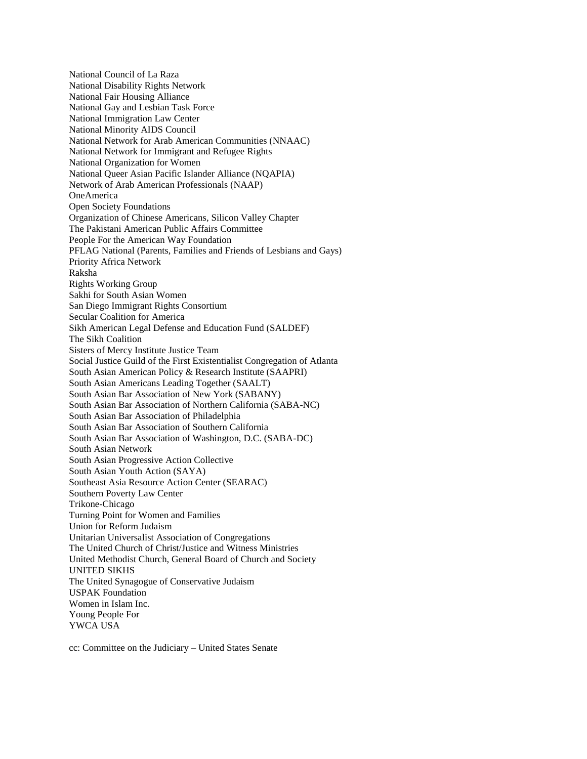National Council of La Raza
National Disability Rights Network
National Fair Housing Alliance
National Gay and Lesbian Task Force
National Immigration Law Center
National Minority AIDS Council
National Network for Arab American Communities (NNAAC)
National Network for Immigrant and Refugee Rights
National Organization for Women
National Queer Asian Pacific Islander Alliance (NQAPIA)
Network of Arab American Professionals (NAAP)
OneAmerica
Open Society Foundations
Organization of Chinese Americans, Silicon Valley Chapter
The Pakistani American Public Affairs Committee
People For the American Way Foundation
PFLAG National (Parents, Families and Friends of Lesbians and Gays)
Priority Africa Network
Raksha
Rights Working Group
Sakhi for South Asian Women
San Diego Immigrant Rights Consortium
Secular Coalition for America
Sikh American Legal Defense and Education Fund (SALDEF)
The Sikh Coalition
Sisters of Mercy Institute Justice Team
Social Justice Guild of the First Existentialist Congregation of Atlanta
South Asian American Policy & Research Institute (SAAPRI)
South Asian Americans Leading Together (SAALT)
South Asian Bar Association of New York (SABANY)
South Asian Bar Association of Northern California (SABA-NC)
South Asian Bar Association of Philadelphia
South Asian Bar Association of Southern California
South Asian Bar Association of Washington, D.C. (SABA-DC)
South Asian Network
South Asian Progressive Action Collective
South Asian Youth Action (SAYA)
Southeast Asia Resource Action Center (SEARAC)
Southern Poverty Law Center
Trikone-Chicago
Turning Point for Women and Families
Union for Reform Judaism
Unitarian Universalist Association of Congregations
The United Church of Christ/Justice and Witness Ministries
United Methodist Church, General Board of Church and Society
UNITED SIKHS
The United Synagogue of Conservative Judaism
USPAK Foundation
Women in Islam Inc.
Young People For
YWCA USA

cc: Committee on the Judiciary – United States Senate